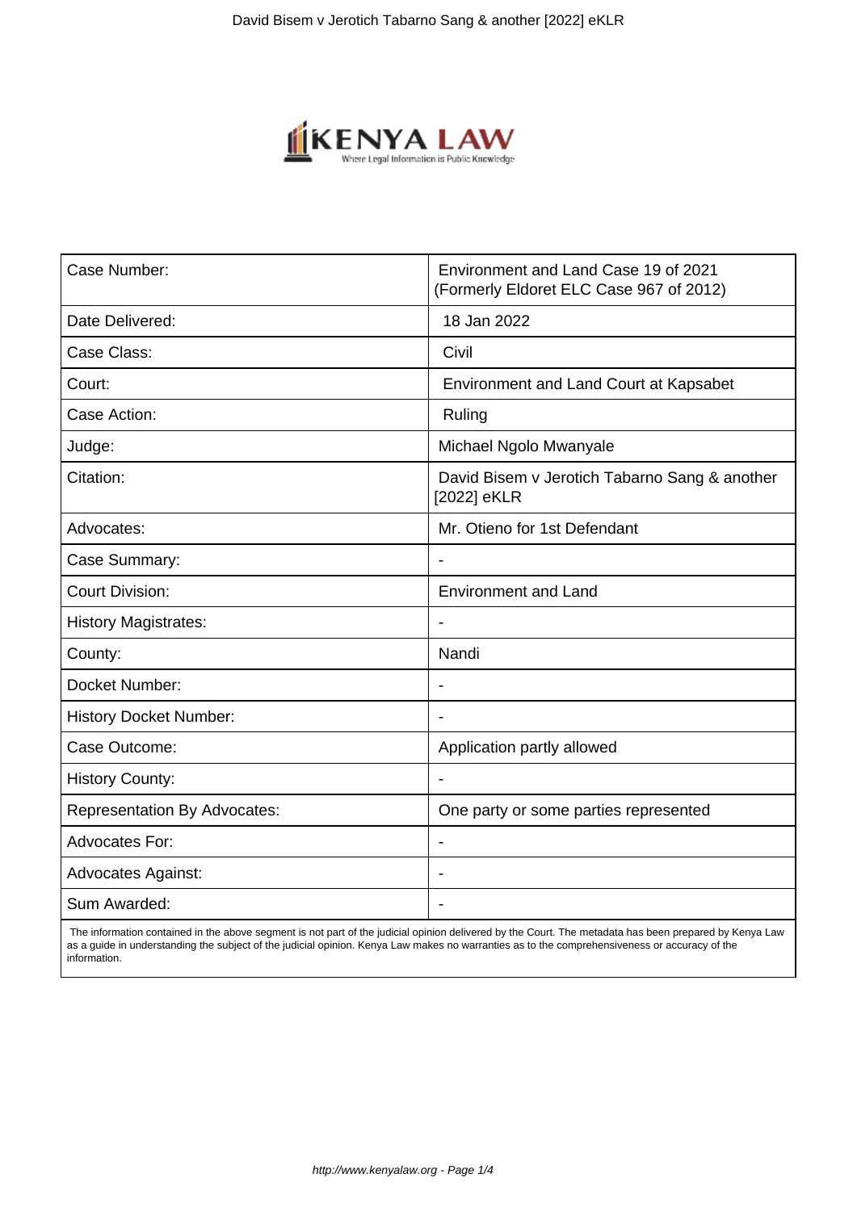| Case Number: | Environment and Land Case 19 of 2021 (Formerly Eldoret ELC Case 967 of 2012) |
| --- | --- |
| Date Delivered: | 18 Jan 2022 |
| Case Class: | Civil |
| Court: | Environment and Land Court at Kapsabet |
| Case Action: | Ruling |
| Judge: | Michael Ngolo Mwanyale |
| Citation: | David Bisem v Jerotich Tabarno Sang & another [2022] eKLR |
| Advocates: | Mr. Otieno for 1st Defendant |
| Case Summary: | - |
| Court Division: | Environment and Land |
| History Magistrates: | - |
| County: | Nandi |
| Docket Number: | - |
| History Docket Number: | - |
| Case Outcome: | Application partly allowed |
| History County: | - |
| Representation By Advocates: | One party or some parties represented |
| Advocates For: | - |
| Advocates Against: | - |
| Sum Awarded: | - |

The information contained in the above segment is not part of the judicial opinion delivered by the Court. The metadata has been prepared by Kenya Law as a guide in understanding the subject of the judicial opinion. Kenya Law makes no warranties as to the comprehensiveness or accuracy of the information.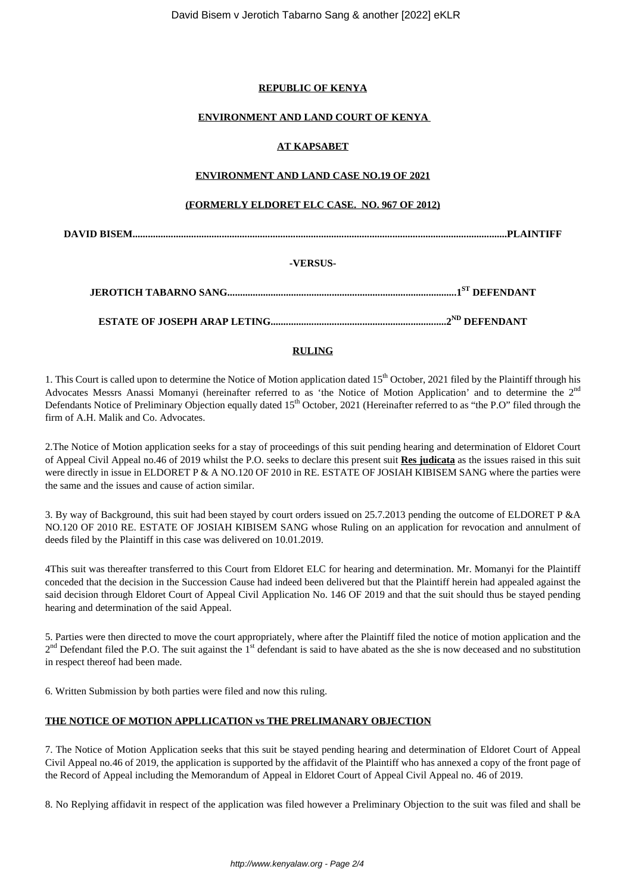**REPUBLIC OF KENYA**

**ENVIRONMENT AND LAND COURT OF KENYA**

**AT KAPSABET**

**ENVIRONMENT AND LAND CASE NO.19 OF 2021**

**(FORMERLY ELDORET ELC CASE. NO. 967 OF 2012)**

**DAVID BISEM..................................................................................................................................................PLAINTIFF**

**-VERSUS-**

**JEROTICH TABARNO SANG.........................................................................................1ST DEFENDANT**

**ESTATE OF JOSEPH ARAP LETING....................................................................2ND DEFENDANT**

**RULING**

1. This Court is called upon to determine the Notice of Motion application dated 15th October, 2021 filed by the Plaintiff through his Advocates Messrs Anassi Momanyi (hereinafter referred to as 'the Notice of Motion Application' and to determine the 2nd Defendants Notice of Preliminary Objection equally dated 15th October, 2021 (Hereinafter referred to as "the P.O" filed through the firm of A.H. Malik and Co. Advocates.

2.The Notice of Motion application seeks for a stay of proceedings of this suit pending hearing and determination of Eldoret Court of Appeal Civil Appeal no.46 of 2019 whilst the P.O. seeks to declare this present suit **Res judicata** as the issues raised in this suit were directly in issue in ELDORET P & A NO.120 OF 2010 in RE. ESTATE OF JOSIAH KIBISEM SANG where the parties were the same and the issues and cause of action similar.

3. By way of Background, this suit had been stayed by court orders issued on 25.7.2013 pending the outcome of ELDORET P &A NO.120 OF 2010 RE. ESTATE OF JOSIAH KIBISEM SANG whose Ruling on an application for revocation and annulment of deeds filed by the Plaintiff in this case was delivered on 10.01.2019.

4This suit was thereafter transferred to this Court from Eldoret ELC for hearing and determination. Mr. Momanyi for the Plaintiff conceded that the decision in the Succession Cause had indeed been delivered but that the Plaintiff herein had appealed against the said decision through Eldoret Court of Appeal Civil Application No. 146 OF 2019 and that the suit should thus be stayed pending hearing and determination of the said Appeal.

5. Parties were then directed to move the court appropriately, where after the Plaintiff filed the notice of motion application and the 2nd Defendant filed the P.O. The suit against the 1st defendant is said to have abated as the she is now deceased and no substitution in respect thereof had been made.

6. Written Submission by both parties were filed and now this ruling.

**THE NOTICE OF MOTION APPLLICATION vs THE PRELIMANARY OBJECTION**

7. The Notice of Motion Application seeks that this suit be stayed pending hearing and determination of Eldoret Court of Appeal Civil Appeal no.46 of 2019, the application is supported by the affidavit of the Plaintiff who has annexed a copy of the front page of the Record of Appeal including the Memorandum of Appeal in Eldoret Court of Appeal Civil Appeal no. 46 of 2019.

8. No Replying affidavit in respect of the application was filed however a Preliminary Objection to the suit was filed and shall be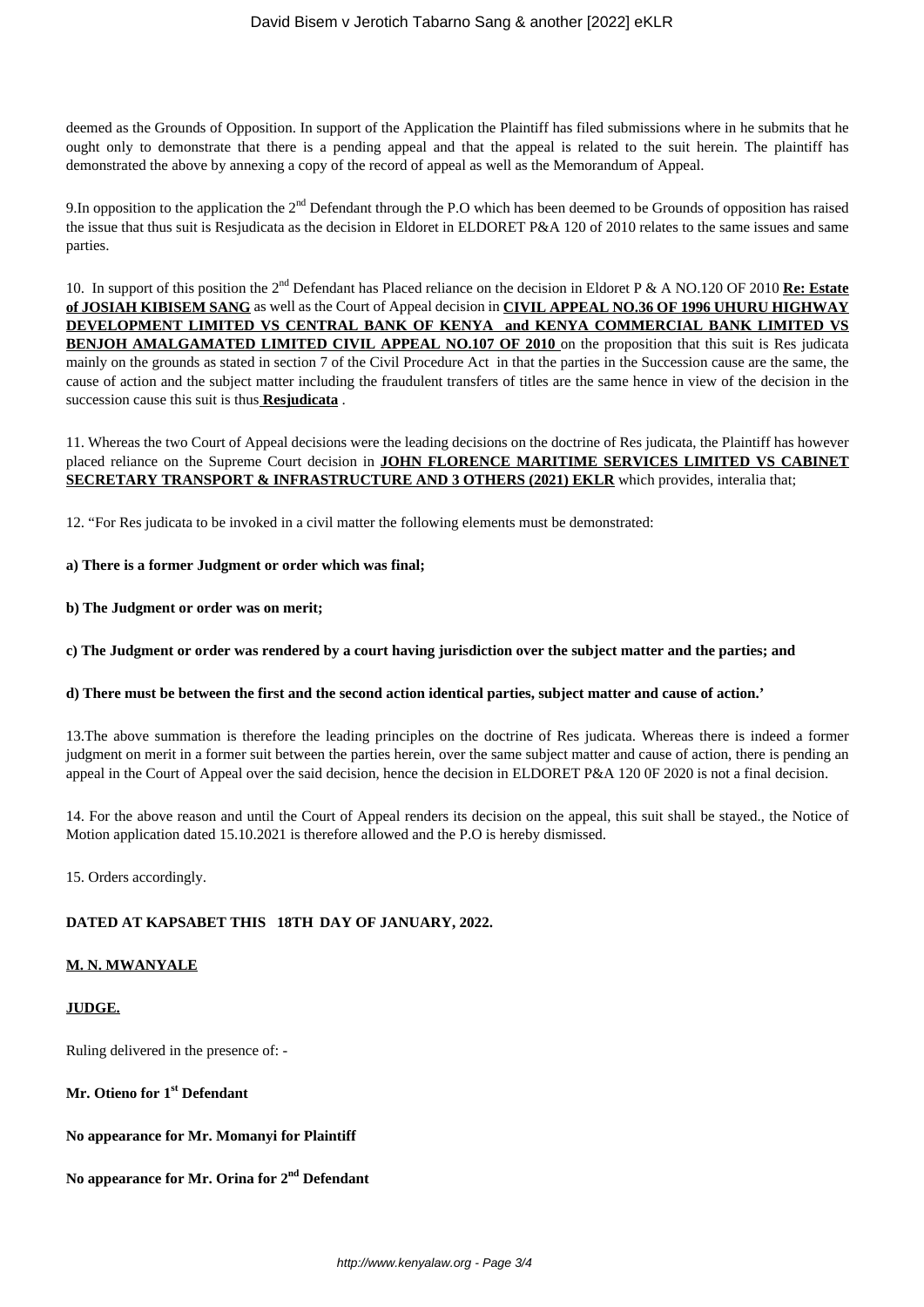deemed as the Grounds of Opposition. In support of the Application the Plaintiff has filed submissions where in he submits that he ought only to demonstrate that there is a pending appeal and that the appeal is related to the suit herein. The plaintiff has demonstrated the above by annexing a copy of the record of appeal as well as the Memorandum of Appeal.

9.In opposition to the application the 2nd Defendant through the P.O which has been deemed to be Grounds of opposition has raised the issue that thus suit is Resjudicata as the decision in Eldoret in ELDORET P&A 120 of 2010 relates to the same issues and same parties.

10. In support of this position the 2nd Defendant has Placed reliance on the decision in Eldoret P & A NO.120 OF 2010 **Re: Estate of JOSIAH KIBISEM SANG** as well as the Court of Appeal decision in **CIVIL APPEAL NO.36 OF 1996 UHURU HIGHWAY DEVELOPMENT LIMITED VS CENTRAL BANK OF KENYA and KENYA COMMERCIAL BANK LIMITED VS BENJOH AMALGAMATED LIMITED CIVIL APPEAL NO.107 OF 2010** on the proposition that this suit is Res judicata mainly on the grounds as stated in section 7 of the Civil Procedure Act in that the parties in the Succession cause are the same, the cause of action and the subject matter including the fraudulent transfers of titles are the same hence in view of the decision in the succession cause this suit is thus **Resjudicata** .

11. Whereas the two Court of Appeal decisions were the leading decisions on the doctrine of Res judicata, the Plaintiff has however placed reliance on the Supreme Court decision in **JOHN FLORENCE MARITIME SERVICES LIMITED VS CABINET SECRETARY TRANSPORT & INFRASTRUCTURE AND 3 OTHERS (2021) EKLR** which provides, interalia that;

12. "For Res judicata to be invoked in a civil matter the following elements must be demonstrated:

**a) There is a former Judgment or order which was final;**

**b) The Judgment or order was on merit;**

**c) The Judgment or order was rendered by a court having jurisdiction over the subject matter and the parties; and**

**d) There must be between the first and the second action identical parties, subject matter and cause of action.'**

13.The above summation is therefore the leading principles on the doctrine of Res judicata. Whereas there is indeed a former judgment on merit in a former suit between the parties herein, over the same subject matter and cause of action, there is pending an appeal in the Court of Appeal over the said decision, hence the decision in ELDORET P&A 120 0F 2020 is not a final decision.

14. For the above reason and until the Court of Appeal renders its decision on the appeal, this suit shall be stayed., the Notice of Motion application dated 15.10.2021 is therefore allowed and the P.O is hereby dismissed.

15. Orders accordingly.

**DATED AT KAPSABET THIS 18TH DAY OF JANUARY, 2022.**

**M. N. MWANYALE**

**JUDGE.**

Ruling delivered in the presence of: -

**Mr. Otieno for 1st Defendant**

**No appearance for Mr. Momanyi for Plaintiff**

**No appearance for Mr. Orina for 2nd Defendant**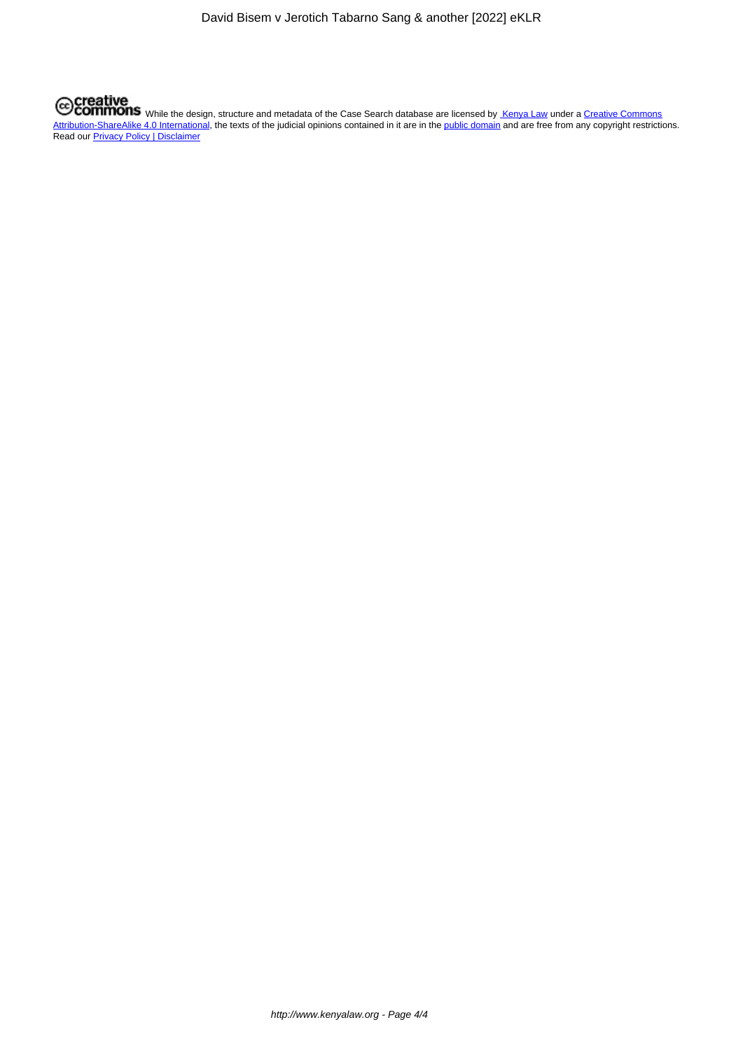While the design, structure and metadata of the Case Search database are licensed by Kenya Law under a Creative Commons Attribution-ShareAlike 4.0 International, the texts of the judicial opinions contained in it are in the public domain and are free from any copyright restrictions. Read our Privacy Policy | Disclaimer